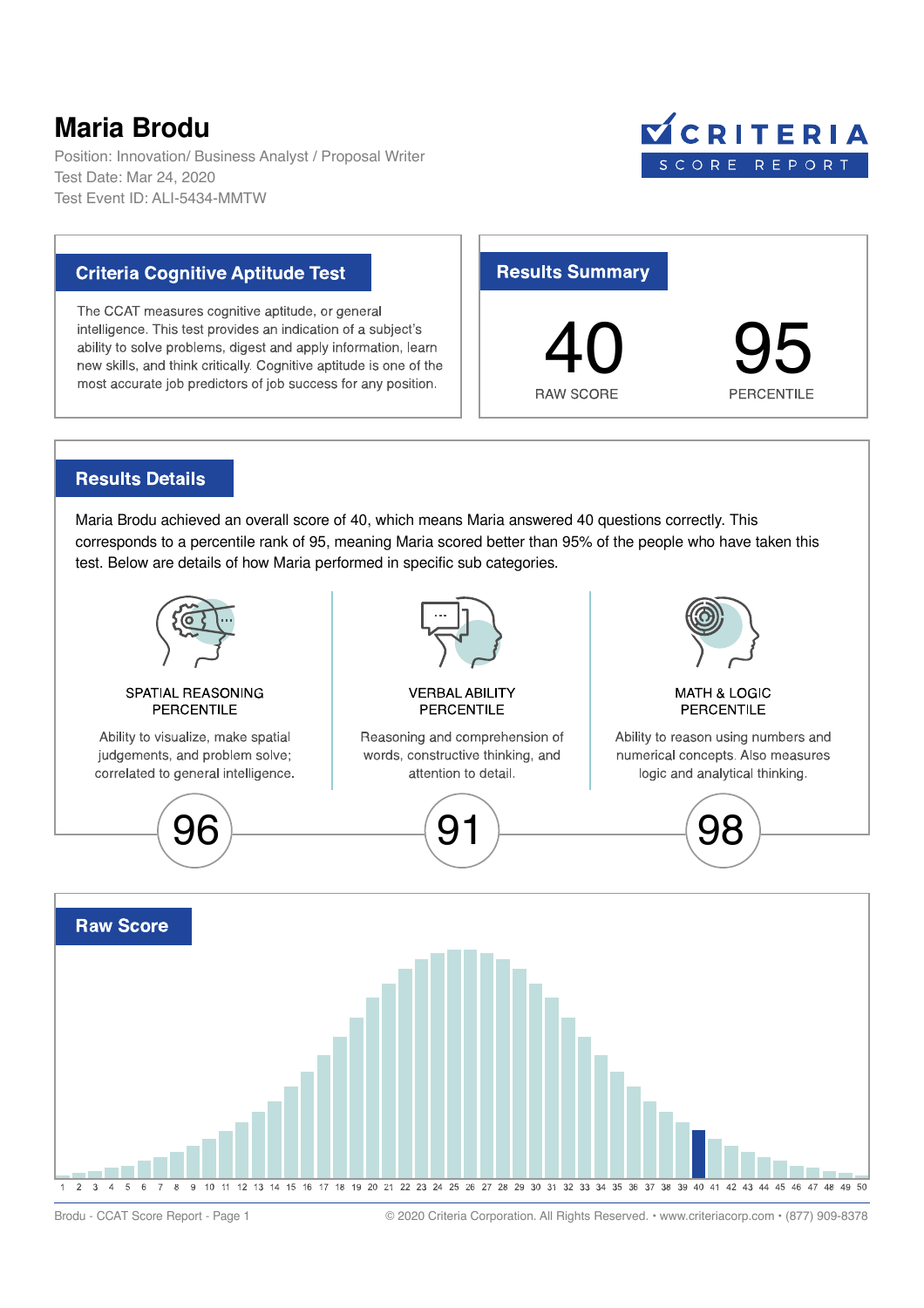# Maria Brodu

Position: Innovation/ Business Analyst / Proposal Writer
Test Date: Mar 24, 2020
Test Event ID: ALI-5434-MMTW

**CRITERIA**
SCORE REPORT

## Criteria Cognitive Aptitude Test

The CCAT measures cognitive aptitude, or general intelligence. This test provides an indication of a subject's ability to solve problems, digest and apply information, learn new skills, and think critically. Cognitive aptitude is one of the most accurate job predictors of job success for any position.

## Results Summary

| 40 | 95 |
|---|---|
| RAW SCORE | PERCENTILE |

## Results Details

Maria Brodu achieved an overall score of 40, which means Maria answered 40 questions correctly. This corresponds to a percentile rank of 95, meaning Maria scored better than 95% of the people who have taken this test. Below are details of how Maria performed in specific sub categories.

### SPATIAL REASONING PERCENTILE

Ability to visualize, make spatial judgements, and problem solve; correlated to general intelligence.

**96**

### VERBAL ABILITY PERCENTILE

Reasoning and comprehension of words, constructive thinking, and attention to detail.

**91**

### MATH & LOGIC PERCENTILE

Ability to reason using numbers and numerical concepts. Also measures logic and analytical thinking.

**98**

## Raw Score

1 2 3 4 5 6 7 8 9 10 11 12 13 14 15 16 17 18 19 20 21 22 23 24 25 26 27 28 29 30 31 32 33 34 35 36 37 38 39 40 41 42 43 44 45 46 47 48 49 50

Brodu - CCAT Score Report - Page 1

© 2020 Criteria Corporation. All Rights Reserved. • www.criteriacorp.com • (877) 909-8378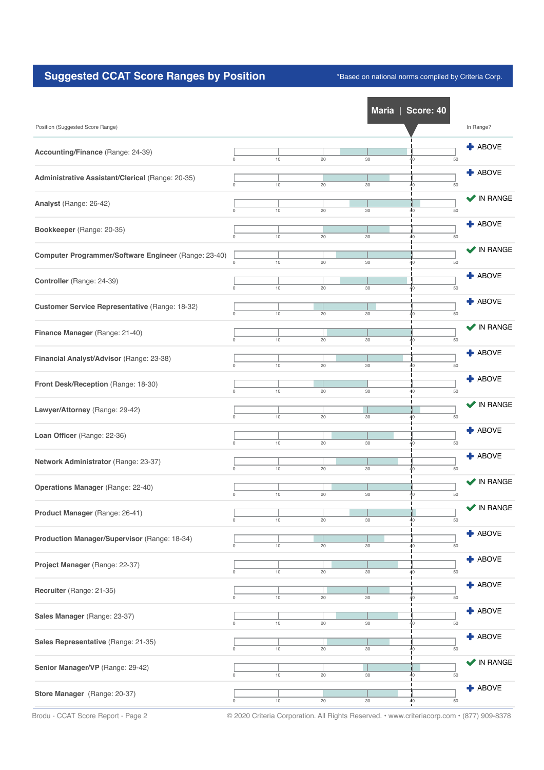## Suggested CCAT Score Ranges by Position

*Based on national norms compiled by Criteria Corp.

**Maria | Score: 40**

| Position (Suggested Score Range) | In Range? |
|---|---|
| **Accounting/Finance** (Range: 24-39) | ABOVE |
| **Administrative Assistant/Clerical** (Range: 20-35) | ABOVE |
| **Analyst** (Range: 26-42) | IN RANGE |
| **Bookkeeper** (Range: 20-35) | ABOVE |
| **Computer Programmer/Software Engineer** (Range: 23-40) | IN RANGE |
| **Controller** (Range: 24-39) | ABOVE |
| **Customer Service Representative** (Range: 18-32) | ABOVE |
| **Finance Manager** (Range: 21-40) | IN RANGE |
| **Financial Analyst/Advisor** (Range: 23-38) | ABOVE |
| **Front Desk/Reception** (Range: 18-30) | ABOVE |
| **Lawyer/Attorney** (Range: 29-42) | IN RANGE |
| **Loan Officer** (Range: 22-36) | ABOVE |
| **Network Administrator** (Range: 23-37) | ABOVE |
| **Operations Manager** (Range: 22-40) | IN RANGE |
| **Product Manager** (Range: 26-41) | IN RANGE |
| **Production Manager/Supervisor** (Range: 18-34) | ABOVE |
| **Project Manager** (Range: 22-37) | ABOVE |
| **Recruiter** (Range: 21-35) | ABOVE |
| **Sales Manager** (Range: 23-37) | ABOVE |
| **Sales Representative** (Range: 21-35) | ABOVE |
| **Senior Manager/VP** (Range: 29-42) | IN RANGE |
| **Store Manager** (Range: 20-37) | ABOVE |

0 10 20 30 40 50